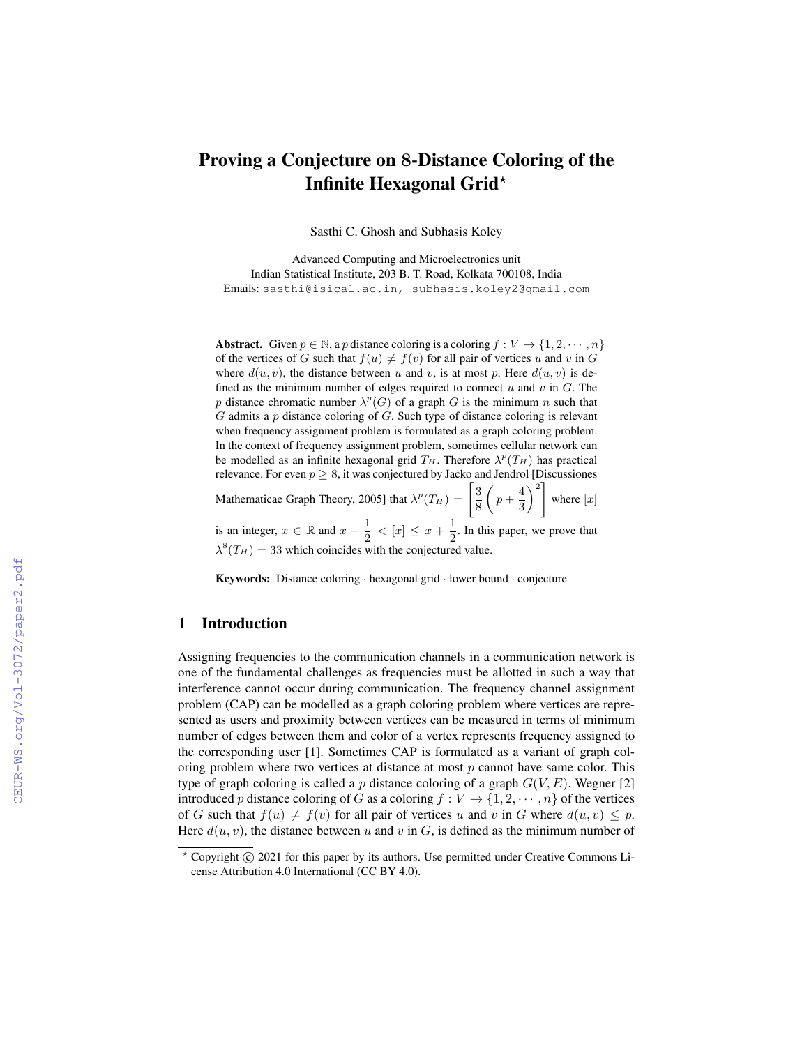# Proving a Conjecture on 8-Distance Coloring of the Infinite Hexagonal Grid*

Sasthi C. Ghosh and Subhasis Koley

Advanced Computing and Microelectronics unit
Indian Statistical Institute, 203 B. T. Road, Kolkata 700108, India
Emails: sasthi@isical.ac.in, subhasis.koley2@gmail.com

**Abstract.** Given $p \in \mathbb{N}$, a $p$ distance coloring is a coloring $f : V \to \{1, 2, \cdots, n\}$ of the vertices of $G$ such that $f(u) \neq f(v)$ for all pair of vertices $u$ and $v$ in $G$ where $d(u, v)$, the distance between $u$ and $v$, is at most $p$. Here $d(u, v)$ is defined as the minimum number of edges required to connect $u$ and $v$ in $G$. The $p$ distance chromatic number $\lambda^p(G)$ of a graph $G$ is the minimum $n$ such that $G$ admits a $p$ distance coloring of $G$. Such type of distance coloring is relevant when frequency assignment problem is formulated as a graph coloring problem. In the context of frequency assignment problem, sometimes cellular network can be modelled as an infinite hexagonal grid $T_H$. Therefore $\lambda^p(T_H)$ has practical relevance. For even $p \geq 8$, it was conjectured by Jacko and Jendrol [Discussiones Mathematicae Graph Theory, 2005] that $\lambda^p(T_H) = \left[\frac{3}{8}\left(p + \frac{4}{3}\right)^2\right]$ where $[x]$ is an integer, $x \in \mathbb{R}$ and $x - \frac{1}{2} < [x] \leq x + \frac{1}{2}$. In this paper, we prove that $\lambda^8(T_H) = 33$ which coincides with the conjectured value.

**Keywords:** Distance coloring · hexagonal grid · lower bound · conjecture

## 1 Introduction

Assigning frequencies to the communication channels in a communication network is one of the fundamental challenges as frequencies must be allotted in such a way that interference cannot occur during communication. The frequency channel assignment problem (CAP) can be modelled as a graph coloring problem where vertices are represented as users and proximity between vertices can be measured in terms of minimum number of edges between them and color of a vertex represents frequency assigned to the corresponding user [1]. Sometimes CAP is formulated as a variant of graph coloring problem where two vertices at distance at most $p$ cannot have same color. This type of graph coloring is called a $p$ distance coloring of a graph $G(V, E)$. Wegner [2] introduced $p$ distance coloring of $G$ as a coloring $f : V \to \{1, 2, \cdots, n\}$ of the vertices of $G$ such that $f(u) \neq f(v)$ for all pair of vertices $u$ and $v$ in $G$ where $d(u, v) \leq p$. Here $d(u, v)$, the distance between $u$ and $v$ in $G$, is defined as the minimum number of

* Copyright © 2021 for this paper by its authors. Use permitted under Creative Commons License Attribution 4.0 International (CC BY 4.0).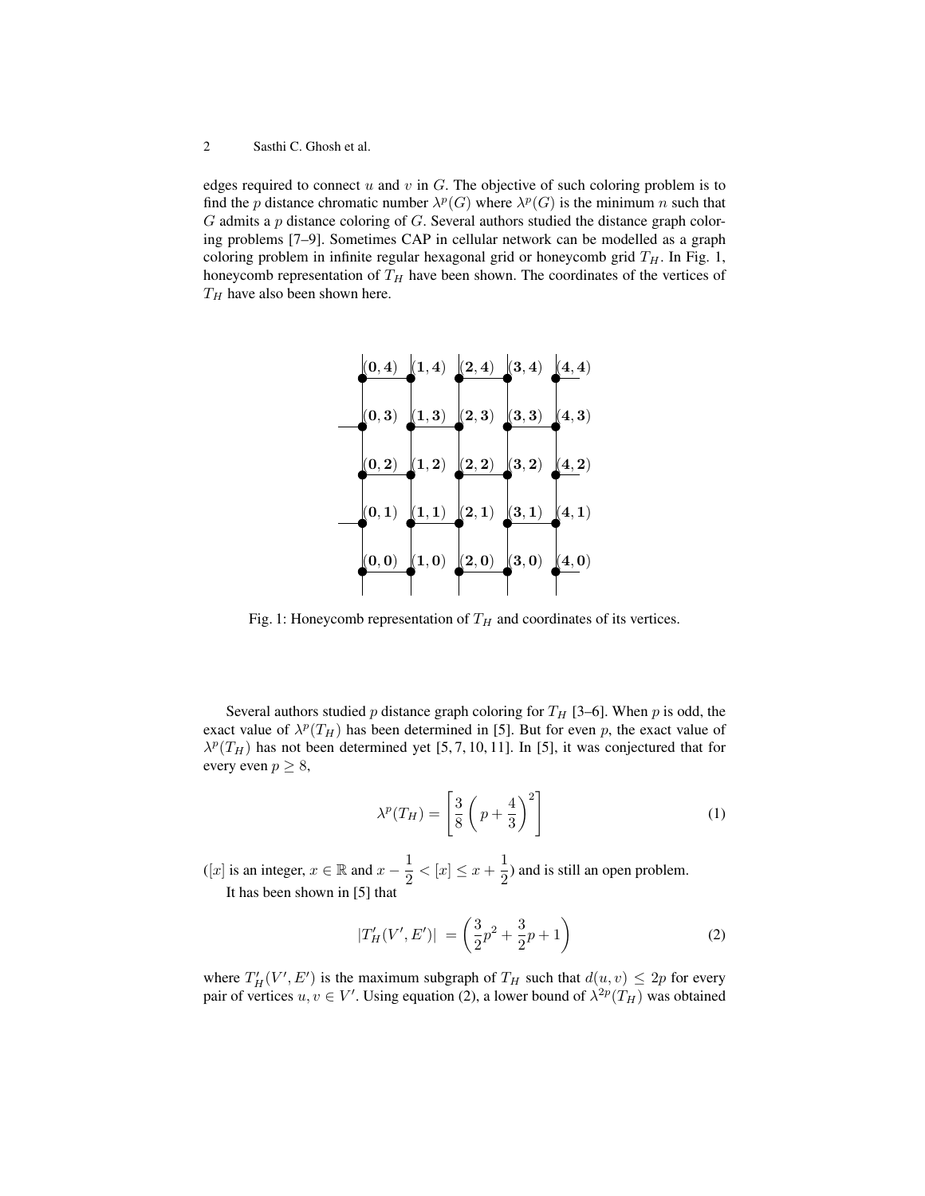edges required to connect $u$ and $v$ in $G$. The objective of such coloring problem is to find the $p$ distance chromatic number $\lambda^p(G)$ where $\lambda^p(G)$ is the minimum $n$ such that $G$ admits a $p$ distance coloring of $G$. Several authors studied the distance graph coloring problems [7–9]. Sometimes CAP in cellular network can be modelled as a graph coloring problem in infinite regular hexagonal grid or honeycomb grid $T_H$. In Fig. 1, honeycomb representation of $T_H$ have been shown. The coordinates of the vertices of $T_H$ have also been shown here.

Fig. 1: Honeycomb representation of $T_H$ and coordinates of its vertices.

Several authors studied $p$ distance graph coloring for $T_H$ [3–6]. When $p$ is odd, the exact value of $\lambda^p(T_H)$ has been determined in [5]. But for even $p$, the exact value of $\lambda^p(T_H)$ has not been determined yet [5, 7, 10, 11]. In [5], it was conjectured that for every even $p \geq 8$,

$$\lambda^p(T_H) = \left[\frac{3}{8}\left(p + \frac{4}{3}\right)^2\right] \tag{1}$$

($[x]$ is an integer, $x \in \mathbb{R}$ and $x - \frac{1}{2} < [x] \leq x + \frac{1}{2}$) and is still an open problem.

It has been shown in [5] that

$$|T'_H(V', E')| = \left(\frac{3}{2}p^2 + \frac{3}{2}p + 1\right) \tag{2}$$

where $T'_H(V', E')$ is the maximum subgraph of $T_H$ such that $d(u, v) \leq 2p$ for every pair of vertices $u, v \in V'$. Using equation (2), a lower bound of $\lambda^{2p}(T_H)$ was obtained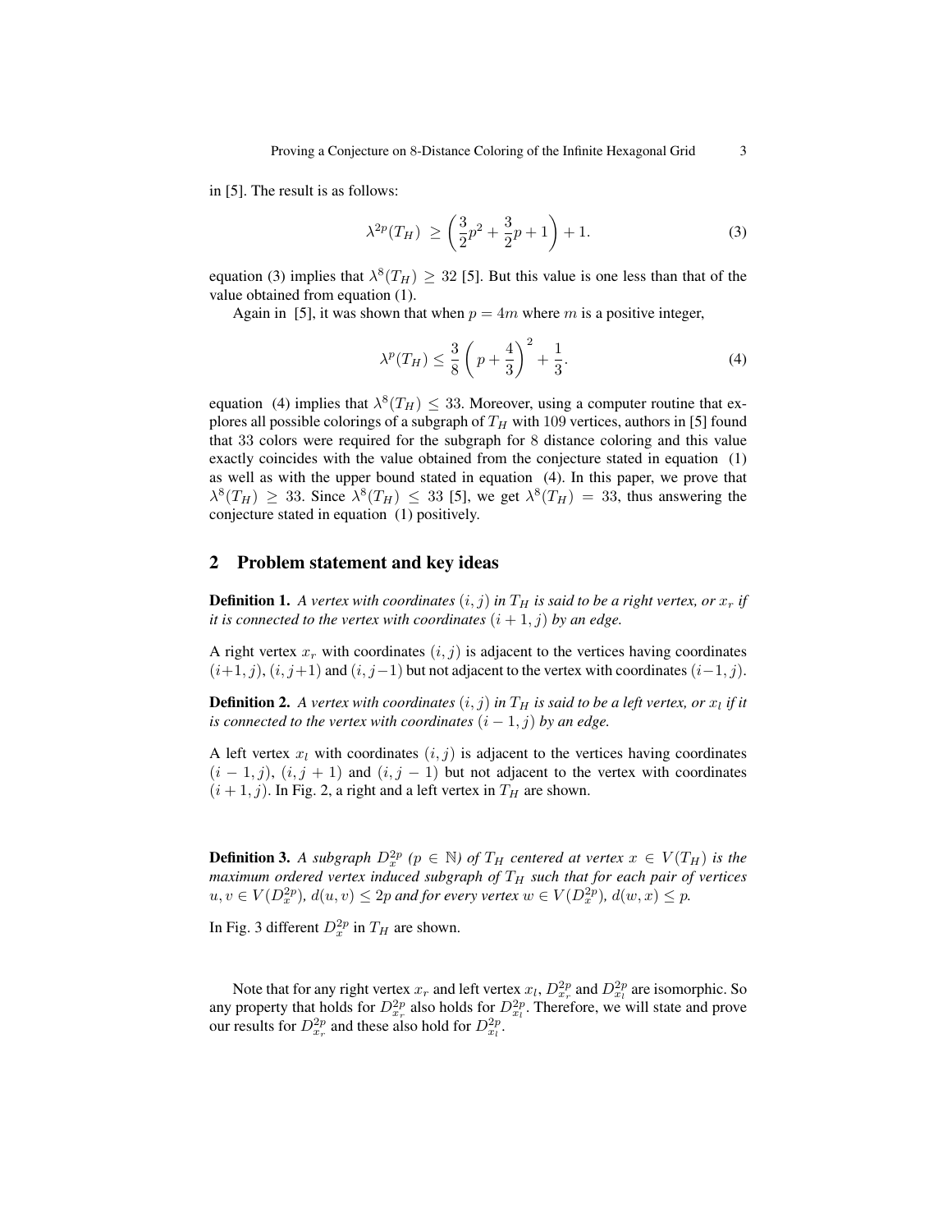in [5]. The result is as follows:

$$\lambda^{2p}(T_H) \geq \left(\frac{3}{2}p^2 + \frac{3}{2}p + 1\right) + 1. \tag{3}$$

equation (3) implies that $\lambda^8(T_H) \geq 32$ [5]. But this value is one less than that of the value obtained from equation (1).

Again in [5], it was shown that when $p = 4m$ where $m$ is a positive integer,

$$\lambda^p(T_H) \leq \frac{3}{8}\left(p + \frac{4}{3}\right)^2 + \frac{1}{3}. \tag{4}$$

equation (4) implies that $\lambda^8(T_H) \leq 33$. Moreover, using a computer routine that explores all possible colorings of a subgraph of $T_H$ with 109 vertices, authors in [5] found that 33 colors were required for the subgraph for 8 distance coloring and this value exactly coincides with the value obtained from the conjecture stated in equation (1) as well as with the upper bound stated in equation (4). In this paper, we prove that $\lambda^8(T_H) \geq 33$. Since $\lambda^8(T_H) \leq 33$ [5], we get $\lambda^8(T_H) = 33$, thus answering the conjecture stated in equation (1) positively.

## 2 Problem statement and key ideas

**Definition 1.** *A vertex with coordinates $(i, j)$ in $T_H$ is said to be a right vertex, or $x_r$ if it is connected to the vertex with coordinates $(i + 1, j)$ by an edge.*

A right vertex $x_r$ with coordinates $(i, j)$ is adjacent to the vertices having coordinates $(i+1, j)$, $(i, j+1)$ and $(i, j-1)$ but not adjacent to the vertex with coordinates $(i-1, j)$.

**Definition 2.** *A vertex with coordinates $(i, j)$ in $T_H$ is said to be a left vertex, or $x_l$ if it is connected to the vertex with coordinates $(i - 1, j)$ by an edge.*

A left vertex $x_l$ with coordinates $(i, j)$ is adjacent to the vertices having coordinates $(i - 1, j)$, $(i, j + 1)$ and $(i, j - 1)$ but not adjacent to the vertex with coordinates $(i + 1, j)$. In Fig. 2, a right and a left vertex in $T_H$ are shown.

**Definition 3.** *A subgraph $D_x^{2p}$ ($p \in \mathbb{N}$) of $T_H$ centered at vertex $x \in V(T_H)$ is the maximum ordered vertex induced subgraph of $T_H$ such that for each pair of vertices $u, v \in V(D_x^{2p})$, $d(u, v) \leq 2p$ and for every vertex $w \in V(D_x^{2p})$, $d(w, x) \leq p$.*

In Fig. 3 different $D_x^{2p}$ in $T_H$ are shown.

Note that for any right vertex $x_r$ and left vertex $x_l$, $D_{x_r}^{2p}$ and $D_{x_l}^{2p}$ are isomorphic. So any property that holds for $D_{x_r}^{2p}$ also holds for $D_{x_l}^{2p}$. Therefore, we will state and prove our results for $D_{x_r}^{2p}$ and these also hold for $D_{x_l}^{2p}$.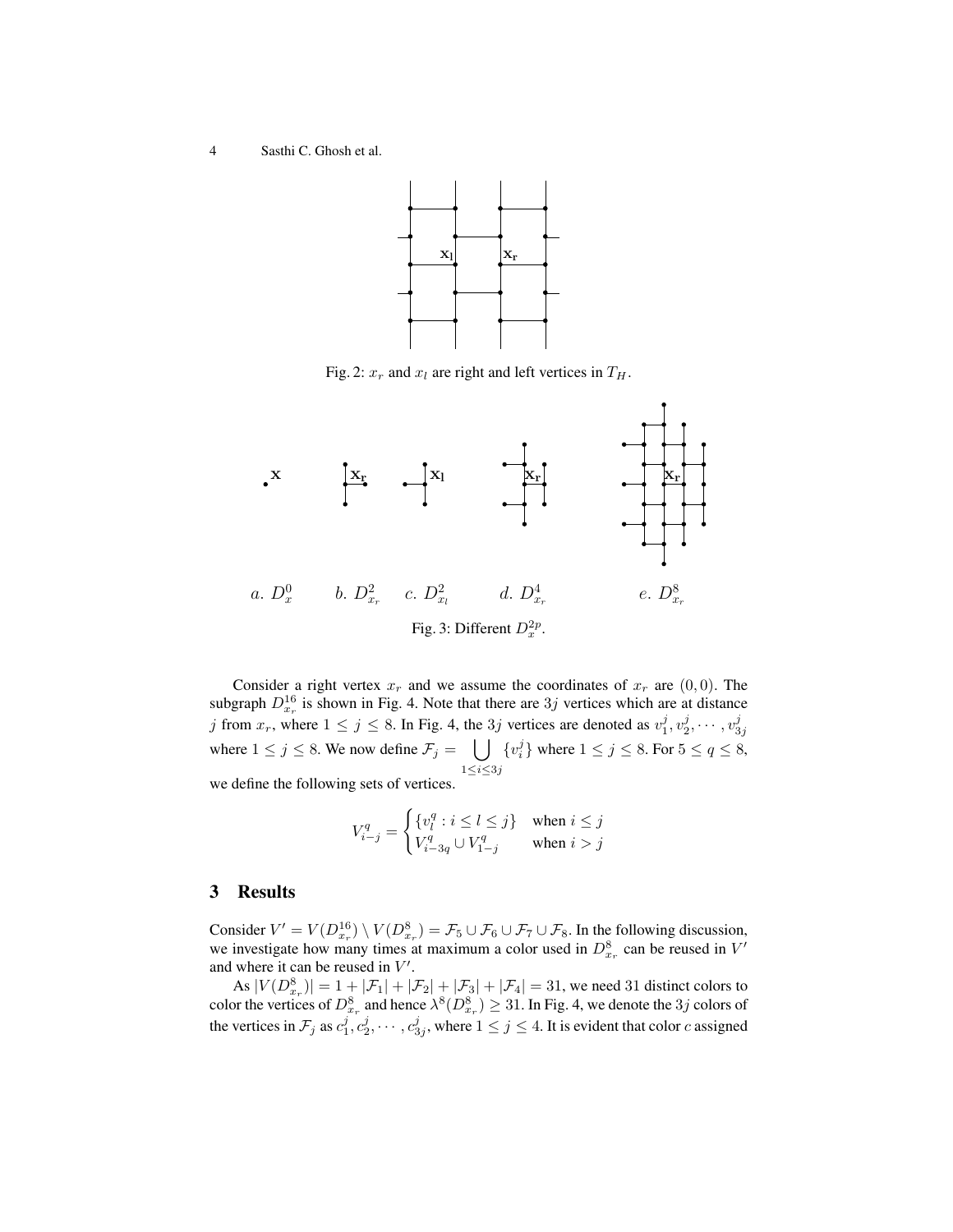Fig. 2: $x_r$ and $x_l$ are right and left vertices in $T_H$.

$a.\ D_x^0$ $b.\ D_{x_r}^2$ $c.\ D_{x_l}^2$ $d.\ D_{x_r}^4$ $e.\ D_{x_r}^8$

Fig. 3: Different $D_x^{2p}$.

Consider a right vertex $x_r$ and we assume the coordinates of $x_r$ are $(0, 0)$. The subgraph $D_{x_r}^{16}$ is shown in Fig. 4. Note that there are $3j$ vertices which are at distance $j$ from $x_r$, where $1 \leq j \leq 8$. In Fig. 4, the $3j$ vertices are denoted as $v_1^j, v_2^j, \cdots, v_{3j}^j$ where $1 \leq j \leq 8$. We now define $\mathcal{F}_j = \bigcup_{1 \leq i \leq 3j} \{v_i^j\}$ where $1 \leq j \leq 8$. For $5 \leq q \leq 8$, we define the following sets of vertices.

$$V_{i-j}^q = \begin{cases} \{v_l^q : i \leq l \leq j\} & \text{when } i \leq j \\ V_{i-3q}^q \cup V_{1-j}^q & \text{when } i > j \end{cases}$$

## 3 Results

Consider $V' = V(D_{x_r}^{16}) \setminus V(D_{x_r}^8) = \mathcal{F}_5 \cup \mathcal{F}_6 \cup \mathcal{F}_7 \cup \mathcal{F}_8$. In the following discussion, we investigate how many times at maximum a color used in $D_{x_r}^8$ can be reused in $V'$ and where it can be reused in $V'$.

As $|V(D_{x_r}^8)| = 1 + |\mathcal{F}_1| + |\mathcal{F}_2| + |\mathcal{F}_3| + |\mathcal{F}_4| = 31$, we need 31 distinct colors to color the vertices of $D_{x_r}^8$ and hence $\lambda^8(D_{x_r}^8) \geq 31$. In Fig. 4, we denote the $3j$ colors of the vertices in $\mathcal{F}_j$ as $c_1^j, c_2^j, \cdots, c_{3j}^j$, where $1 \leq j \leq 4$. It is evident that color $c$ assigned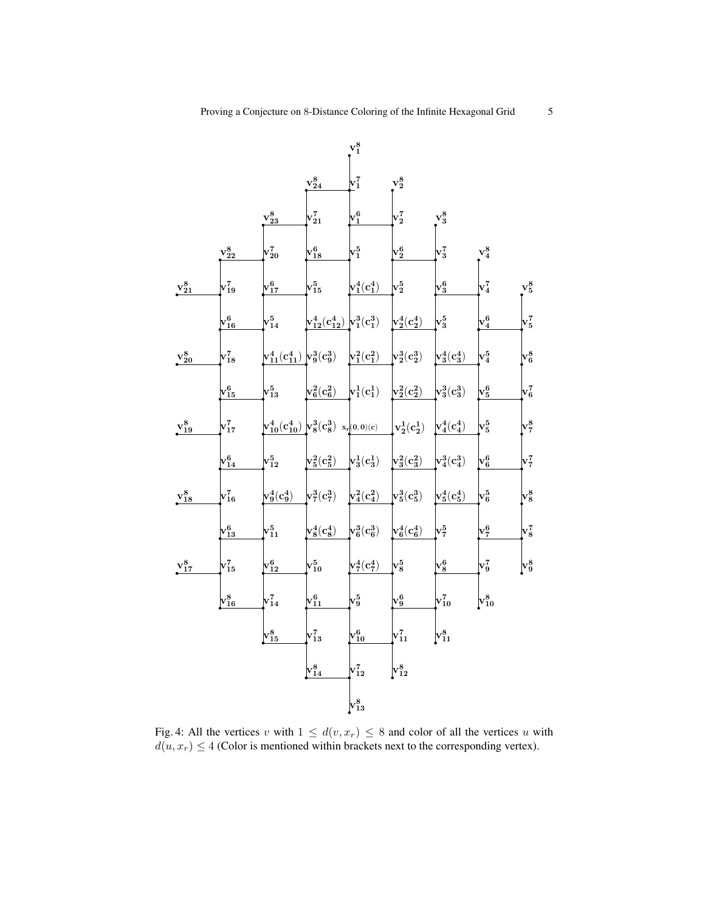Fig. 4: All the vertices $v$ with $1 \leq d(v, x_r) \leq 8$ and color of all the vertices $u$ with $d(u, x_r) \leq 4$ (Color is mentioned within brackets next to the corresponding vertex).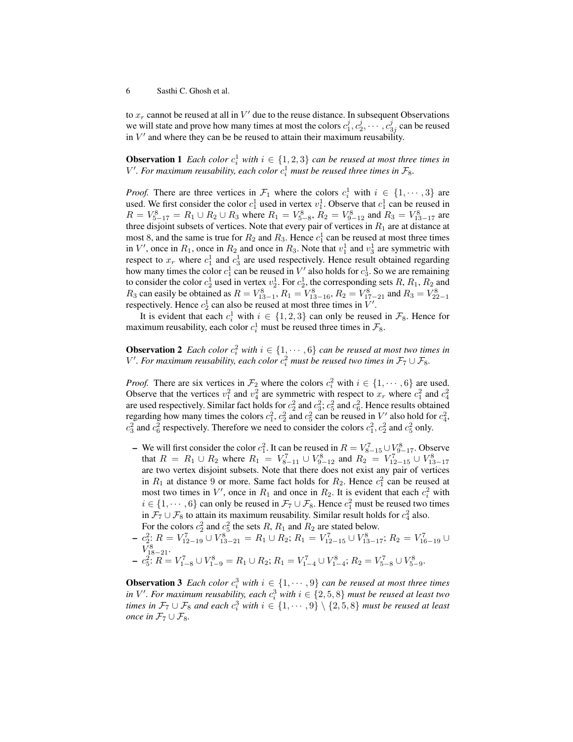to $x_r$ cannot be reused at all in $V'$ due to the reuse distance. In subsequent Observations we will state and prove how many times at most the colors $c_1^j, c_2^j, \cdots, c_{3j}^j$ can be reused in $V'$ and where they can be be reused to attain their maximum reusability.

**Observation 1** *Each color $c_i^1$ with $i \in \{1, 2, 3\}$ can be reused at most three times in $V'$. For maximum reusability, each color $c_i^1$ must be reused three times in $\mathcal{F}_8$.*

*Proof.* There are three vertices in $\mathcal{F}_1$ where the colors $c_i^1$ with $i \in \{1, \cdots, 3\}$ are used. We first consider the color $c_1^1$ used in vertex $v_1^1$. Observe that $c_1^1$ can be reused in $R = V_{5-17}^8 = R_1 \cup R_2 \cup R_3$ where $R_1 = V_{5-8}^8$, $R_2 = V_{9-12}^8$ and $R_3 = V_{13-17}^8$ are three disjoint subsets of vertices. Note that every pair of vertices in $R_1$ are at distance at most 8, and the same is true for $R_2$ and $R_3$. Hence $c_1^1$ can be reused at most three times in $V'$, once in $R_1$, once in $R_2$ and once in $R_3$. Note that $v_1^1$ and $v_3^1$ are symmetric with respect to $x_r$ where $c_1^1$ and $c_3^1$ are used respectively. Hence result obtained regarding how many times the color $c_1^1$ can be reused in $V'$ also holds for $c_3^1$. So we are remaining to consider the color $c_2^1$ used in vertex $v_2^1$. For $c_2^1$, the corresponding sets $R$, $R_1$, $R_2$ and $R_3$ can easily be obtained as $R = V_{13-1}^8$, $R_1 = V_{13-16}^8$, $R_2 = V_{17-21}^8$ and $R_3 = V_{22-1}^8$ respectively. Hence $c_2^1$ can also be reused at most three times in $V'$.

It is evident that each $c_i^1$ with $i \in \{1, 2, 3\}$ can only be reused in $\mathcal{F}_8$. Hence for maximum reusability, each color $c_i^1$ must be reused three times in $\mathcal{F}_8$.

**Observation 2** *Each color $c_i^2$ with $i \in \{1, \cdots, 6\}$ can be reused at most two times in $V'$. For maximum reusability, each color $c_i^2$ must be reused two times in $\mathcal{F}_7 \cup \mathcal{F}_8$.*

*Proof.* There are six vertices in $\mathcal{F}_2$ where the colors $c_i^2$ with $i \in \{1, \cdots, 6\}$ are used. Observe that the vertices $v_1^2$ and $v_4^2$ are symmetric with respect to $x_r$ where $c_1^2$ and $c_4^2$ are used respectively. Similar fact holds for $c_2^2$ and $c_3^2$; $c_5^2$ and $c_6^2$. Hence results obtained regarding how many times the colors $c_1^2$, $c_2^2$ and $c_5^2$ can be reused in $V'$ also hold for $c_4^2$, $c_3^2$ and $c_6^2$ respectively. Therefore we need to consider the colors $c_1^2, c_2^2$ and $c_5^2$ only.

- We will first consider the color $c_1^2$. It can be reused in $R = V_{8-15}^7 \cup V_{9-17}^8$. Observe that $R = R_1 \cup R_2$ where $R_1 = V_{8-11}^7 \cup V_{9-12}^8$ and $R_2 = V_{12-15}^7 \cup V_{13-17}^8$ are two vertex disjoint subsets. Note that there does not exist any pair of vertices in $R_1$ at distance 9 or more. Same fact holds for $R_2$. Hence $c_1^2$ can be reused at most two times in $V'$, once in $R_1$ and once in $R_2$. It is evident that each $c_i^2$ with $i \in \{1, \cdots, 6\}$ can only be reused in $\mathcal{F}_7 \cup \mathcal{F}_8$. Hence $c_1^2$ must be reused two times in $\mathcal{F}_7 \cup \mathcal{F}_8$ to attain its maximum reusability. Similar result holds for $c_4^2$ also.
  For the colors $c_2^2$ and $c_5^2$ the sets $R$, $R_1$ and $R_2$ are stated below.
- $c_2^2$: $R = V_{12-19}^7 \cup V_{13-21}^8 = R_1 \cup R_2$; $R_1 = V_{12-15}^7 \cup V_{13-17}^8$; $R_2 = V_{16-19}^7 \cup V_{18-21}^8$.
- $c_5^2$: $R = V_{1-8}^7 \cup V_{1-9}^8 = R_1 \cup R_2$; $R_1 = V_{1-4}^7 \cup V_{1-4}^8$; $R_2 = V_{5-8}^7 \cup V_{5-9}^8$.

**Observation 3** *Each color $c_i^3$ with $i \in \{1, \cdots, 9\}$ can be reused at most three times in $V'$. For maximum reusability, each $c_i^3$ with $i \in \{2, 5, 8\}$ must be reused at least two times in $\mathcal{F}_7 \cup \mathcal{F}_8$ and each $c_i^3$ with $i \in \{1, \cdots, 9\} \setminus \{2, 5, 8\}$ must be reused at least once in $\mathcal{F}_7 \cup \mathcal{F}_8$.*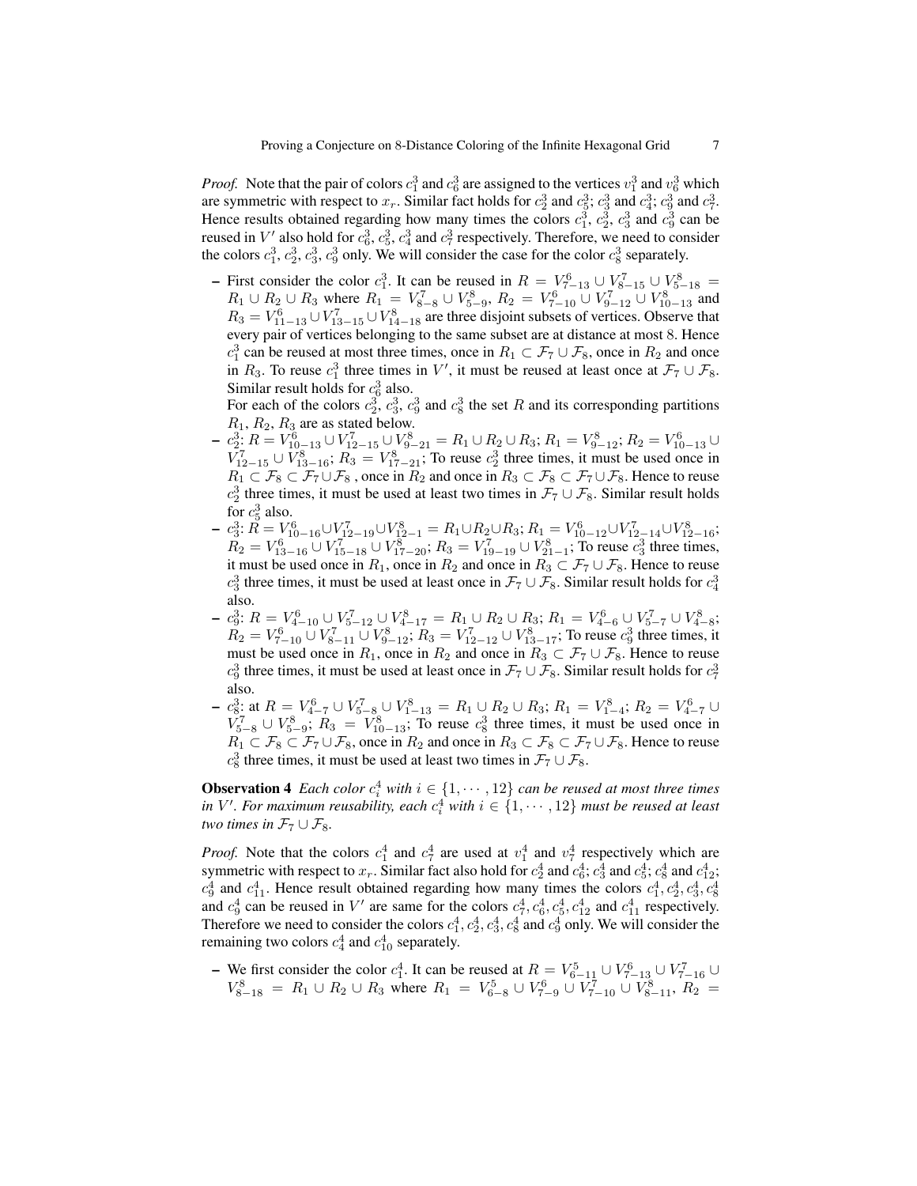*Proof.* Note that the pair of colors $c_1^3$ and $c_6^3$ are assigned to the vertices $v_1^3$ and $v_6^3$ which are symmetric with respect to $x_r$. Similar fact holds for $c_2^3$ and $c_5^3$; $c_3^3$ and $c_4^3$; $c_9^3$ and $c_7^3$. Hence results obtained regarding how many times the colors $c_1^3$, $c_2^3$, $c_3^3$ and $c_9^3$ can be reused in $V'$ also hold for $c_6^3$, $c_5^3$, $c_4^3$ and $c_7^3$ respectively. Therefore, we need to consider the colors $c_1^3$, $c_2^3$, $c_3^3$, $c_9^3$ only. We will consider the case for the color $c_8^3$ separately.

- First consider the color $c_1^3$. It can be reused in $R = V_{7-13}^6 \cup V_{8-15}^7 \cup V_{5-18}^8 = R_1 \cup R_2 \cup R_3$ where $R_1 = V_{8-8}^7 \cup V_{5-9}^8$, $R_2 = V_{7-10}^6 \cup V_{9-12}^7 \cup V_{10-13}^8$ and $R_3 = V_{11-13}^6 \cup V_{13-15}^7 \cup V_{14-18}^8$ are three disjoint subsets of vertices. Observe that every pair of vertices belonging to the same subset are at distance at most 8. Hence $c_1^3$ can be reused at most three times, once in $R_1 \subset \mathcal{F}_7 \cup \mathcal{F}_8$, once in $R_2$ and once in $R_3$. To reuse $c_1^3$ three times in $V'$, it must be reused at least once at $\mathcal{F}_7 \cup \mathcal{F}_8$. Similar result holds for $c_6^3$ also.
  For each of the colors $c_2^3$, $c_3^3$, $c_9^3$ and $c_8^3$ the set $R$ and its corresponding partitions $R_1$, $R_2$, $R_3$ are as stated below.
- $c_2^3$: $R = V_{10-13}^6 \cup V_{12-15}^7 \cup V_{9-21}^8 = R_1 \cup R_2 \cup R_3$; $R_1 = V_{9-12}^8$; $R_2 = V_{10-13}^6 \cup V_{12-15}^7 \cup V_{13-16}^8$; $R_3 = V_{17-21}^8$; To reuse $c_2^3$ three times, it must be used once in $R_1 \subset \mathcal{F}_8 \subset \mathcal{F}_7 \cup \mathcal{F}_8$ , once in $R_2$ and once in $R_3 \subset \mathcal{F}_8 \subset \mathcal{F}_7 \cup \mathcal{F}_8$. Hence to reuse $c_2^3$ three times, it must be used at least two times in $\mathcal{F}_7 \cup \mathcal{F}_8$. Similar result holds for $c_5^3$ also.
- $c_3^3$: $R = V_{10-16}^6 \cup V_{12-19}^7 \cup V_{12-1}^8 = R_1 \cup R_2 \cup R_3$; $R_1 = V_{10-12}^6 \cup V_{12-14}^7 \cup V_{12-16}^8$; $R_2 = V_{13-16}^6 \cup V_{15-18}^7 \cup V_{17-20}^8$; $R_3 = V_{19-19}^7 \cup V_{21-1}^8$; To reuse $c_3^3$ three times, it must be used once in $R_1$, once in $R_2$ and once in $R_3 \subset \mathcal{F}_7 \cup \mathcal{F}_8$. Hence to reuse $c_3^3$ three times, it must be used at least once in $\mathcal{F}_7 \cup \mathcal{F}_8$. Similar result holds for $c_4^3$ also.
- $c_9^3$: $R = V_{4-10}^6 \cup V_{5-12}^7 \cup V_{4-17}^8 = R_1 \cup R_2 \cup R_3$; $R_1 = V_{4-6}^6 \cup V_{5-7}^7 \cup V_{4-8}^8$; $R_2 = V_{7-10}^6 \cup V_{8-11}^7 \cup V_{9-12}^8$; $R_3 = V_{12-12}^7 \cup V_{13-17}^8$; To reuse $c_9^3$ three times, it must be used once in $R_1$, once in $R_2$ and once in $R_3 \subset \mathcal{F}_7 \cup \mathcal{F}_8$. Hence to reuse $c_9^3$ three times, it must be used at least once in $\mathcal{F}_7 \cup \mathcal{F}_8$. Similar result holds for $c_7^3$ also.
- $c_8^3$: at $R = V_{4-7}^6 \cup V_{5-8}^7 \cup V_{1-13}^8 = R_1 \cup R_2 \cup R_3$; $R_1 = V_{1-4}^8$; $R_2 = V_{4-7}^6 \cup V_{5-8}^7 \cup V_{5-9}^8$; $R_3 = V_{10-13}^8$; To reuse $c_8^3$ three times, it must be used once in $R_1 \subset \mathcal{F}_8 \subset \mathcal{F}_7 \cup \mathcal{F}_8$, once in $R_2$ and once in $R_3 \subset \mathcal{F}_8 \subset \mathcal{F}_7 \cup \mathcal{F}_8$. Hence to reuse $c_8^3$ three times, it must be used at least two times in $\mathcal{F}_7 \cup \mathcal{F}_8$.

**Observation 4** *Each color $c_i^4$ with $i \in \{1, \cdots, 12\}$ can be reused at most three times in $V'$. For maximum reusability, each $c_i^4$ with $i \in \{1, \cdots, 12\}$ must be reused at least two times in $\mathcal{F}_7 \cup \mathcal{F}_8$.*

*Proof.* Note that the colors $c_1^4$ and $c_7^4$ are used at $v_1^4$ and $v_7^4$ respectively which are symmetric with respect to $x_r$. Similar fact also hold for $c_2^4$ and $c_6^4$; $c_3^4$ and $c_5^4$; $c_8^4$ and $c_{12}^4$; $c_9^4$ and $c_{11}^4$. Hence result obtained regarding how many times the colors $c_1^4, c_2^4, c_3^4, c_8^4$ and $c_9^4$ can be reused in $V'$ are same for the colors $c_7^4, c_6^4, c_5^4, c_{12}^4$ and $c_{11}^4$ respectively. Therefore we need to consider the colors $c_1^4, c_2^4, c_3^4, c_8^4$ and $c_9^4$ only. We will consider the remaining two colors $c_4^4$ and $c_{10}^4$ separately.

- We first consider the color $c_1^4$. It can be reused at $R = V_{6-11}^5 \cup V_{7-13}^6 \cup V_{7-16}^7 \cup V_{8-18}^8 = R_1 \cup R_2 \cup R_3$ where $R_1 = V_{6-8}^5 \cup V_{7-9}^6 \cup V_{7-10}^7 \cup V_{8-11}^8$, $R_2 =$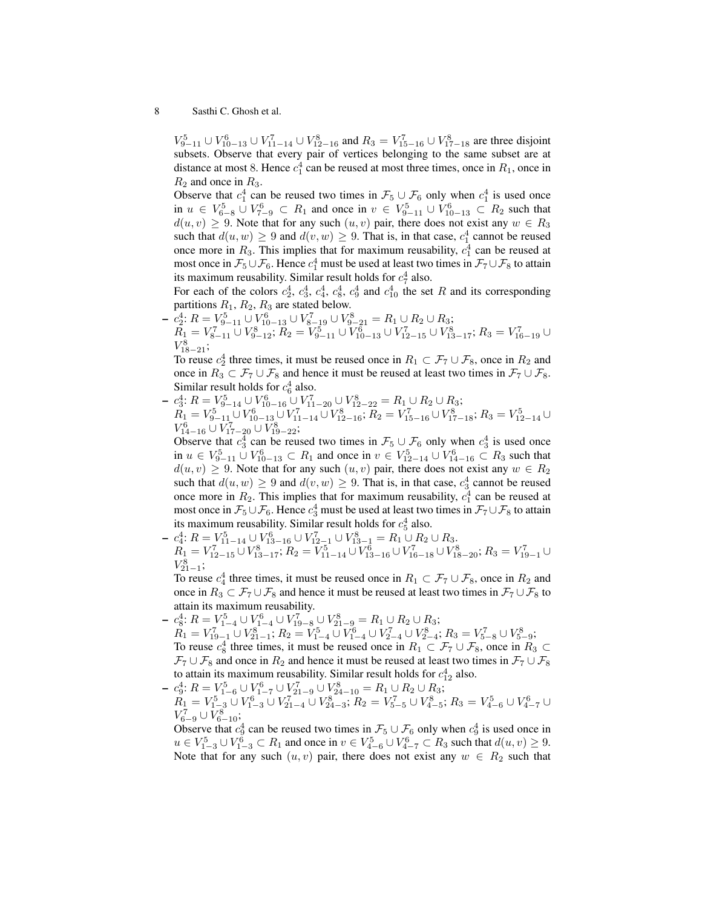$V^5_{9-11} \cup V^6_{10-13} \cup V^7_{11-14} \cup V^8_{12-16}$ and $R_3 = V^7_{15-16} \cup V^8_{17-18}$ are three disjoint subsets. Observe that every pair of vertices belonging to the same subset are at distance at most 8. Hence $c^4_1$ can be reused at most three times, once in $R_1$, once in $R_2$ and once in $R_3$.

Observe that $c^4_1$ can be reused two times in $\mathcal{F}_5 \cup \mathcal{F}_6$ only when $c^4_1$ is used once in $u \in V^5_{6-8} \cup V^6_{7-9} \subset R_1$ and once in $v \in V^5_{9-11} \cup V^6_{10-13} \subset R_2$ such that $d(u,v) \geq 9$. Note that for any such $(u,v)$ pair, there does not exist any $w \in R_3$ such that $d(u,w) \geq 9$ and $d(v,w) \geq 9$. That is, in that case, $c^4_1$ cannot be reused once more in $R_3$. This implies that for maximum reusability, $c^4_1$ can be reused at most once in $\mathcal{F}_5 \cup \mathcal{F}_6$. Hence $c^4_1$ must be used at least two times in $\mathcal{F}_7 \cup \mathcal{F}_8$ to attain its maximum reusability. Similar result holds for $c^4_7$ also.

For each of the colors $c^4_2$, $c^4_3$, $c^4_4$, $c^4_8$, $c^4_9$ and $c^4_{10}$ the set $R$ and its corresponding partitions $R_1$, $R_2$, $R_3$ are stated below.

- $c^4_2$: $R = V^5_{9-11} \cup V^6_{10-13} \cup V^7_{8-19} \cup V^8_{9-21} = R_1 \cup R_2 \cup R_3$;
  $R_1 = V^7_{8-11} \cup V^8_{9-12}$; $R_2 = V^5_{9-11} \cup V^6_{10-13} \cup V^7_{12-15} \cup V^8_{13-17}$; $R_3 = V^7_{16-19} \cup V^8_{18-21}$;
  To reuse $c^4_2$ three times, it must be reused once in $R_1 \subset \mathcal{F}_7 \cup \mathcal{F}_8$, once in $R_2$ and once in $R_3 \subset \mathcal{F}_7 \cup \mathcal{F}_8$ and hence it must be reused at least two times in $\mathcal{F}_7 \cup \mathcal{F}_8$. Similar result holds for $c^4_6$ also.
- $c^4_3$: $R = V^5_{9-14} \cup V^6_{10-16} \cup V^7_{11-20} \cup V^8_{12-22} = R_1 \cup R_2 \cup R_3$;
  $R_1 = V^5_{9-11} \cup V^6_{10-13} \cup V^7_{11-14} \cup V^8_{12-16}$; $R_2 = V^7_{15-16} \cup V^8_{17-18}$; $R_3 = V^5_{12-14} \cup V^6_{14-16} \cup V^7_{17-20} \cup V^8_{19-22}$;
  Observe that $c^4_3$ can be reused two times in $\mathcal{F}_5 \cup \mathcal{F}_6$ only when $c^4_3$ is used once in $u \in V^5_{9-11} \cup V^6_{10-13} \subset R_1$ and once in $v \in V^5_{12-14} \cup V^6_{14-16} \subset R_3$ such that $d(u,v) \geq 9$. Note that for any such $(u,v)$ pair, there does not exist any $w \in R_2$ such that $d(u,w) \geq 9$ and $d(v,w) \geq 9$. That is, in that case, $c^4_3$ cannot be reused once more in $R_2$. This implies that for maximum reusability, $c^4_1$ can be reused at most once in $\mathcal{F}_5 \cup \mathcal{F}_6$. Hence $c^4_3$ must be used at least two times in $\mathcal{F}_7 \cup \mathcal{F}_8$ to attain its maximum reusability. Similar result holds for $c^4_5$ also.
- $c^4_4$: $R = V^5_{11-14} \cup V^6_{13-16} \cup V^7_{12-1} \cup V^8_{13-1} = R_1 \cup R_2 \cup R_3$.
  $R_1 = V^7_{12-15} \cup V^8_{13-17}$; $R_2 = V^5_{11-14} \cup V^6_{13-16} \cup V^7_{16-18} \cup V^8_{18-20}$; $R_3 = V^7_{19-1} \cup V^8_{21-1}$;
  To reuse $c^4_4$ three times, it must be reused once in $R_1 \subset \mathcal{F}_7 \cup \mathcal{F}_8$, once in $R_2$ and once in $R_3 \subset \mathcal{F}_7 \cup \mathcal{F}_8$ and hence it must be reused at least two times in $\mathcal{F}_7 \cup \mathcal{F}_8$ to attain its maximum reusability.
- $c^4_8$: $R = V^5_{1-4} \cup V^6_{1-4} \cup V^7_{19-8} \cup V^8_{21-9} = R_1 \cup R_2 \cup R_3$;
  $R_1 = V^7_{19-1} \cup V^8_{21-1}$; $R_2 = V^5_{1-4} \cup V^6_{1-4} \cup V^7_{2-4} \cup V^8_{2-4}$; $R_3 = V^7_{5-8} \cup V^8_{5-9}$;
  To reuse $c^4_8$ three times, it must be reused once in $R_1 \subset \mathcal{F}_7 \cup \mathcal{F}_8$, once in $R_3 \subset \mathcal{F}_7 \cup \mathcal{F}_8$ and once in $R_2$ and hence it must be reused at least two times in $\mathcal{F}_7 \cup \mathcal{F}_8$ to attain its maximum reusability. Similar result holds for $c^4_{12}$ also.
- $c^4_9$: $R = V^5_{1-6} \cup V^6_{1-7} \cup V^7_{21-9} \cup V^8_{24-10} = R_1 \cup R_2 \cup R_3$;
  $R_1 = V^5_{1-3} \cup V^6_{1-3} \cup V^7_{21-4} \cup V^8_{24-3}$; $R_2 = V^7_{5-5} \cup V^8_{4-5}$; $R_3 = V^5_{4-6} \cup V^6_{4-7} \cup V^7_{6-9} \cup V^8_{6-10}$;
  Observe that $c^4_9$ can be reused two times in $\mathcal{F}_5 \cup \mathcal{F}_6$ only when $c^4_9$ is used once in $u \in V^5_{1-3} \cup V^6_{1-3} \subset R_1$ and once in $v \in V^5_{4-6} \cup V^6_{4-7} \subset R_3$ such that $d(u,v) \geq 9$. Note that for any such $(u,v)$ pair, there does not exist any $w \in R_2$ such that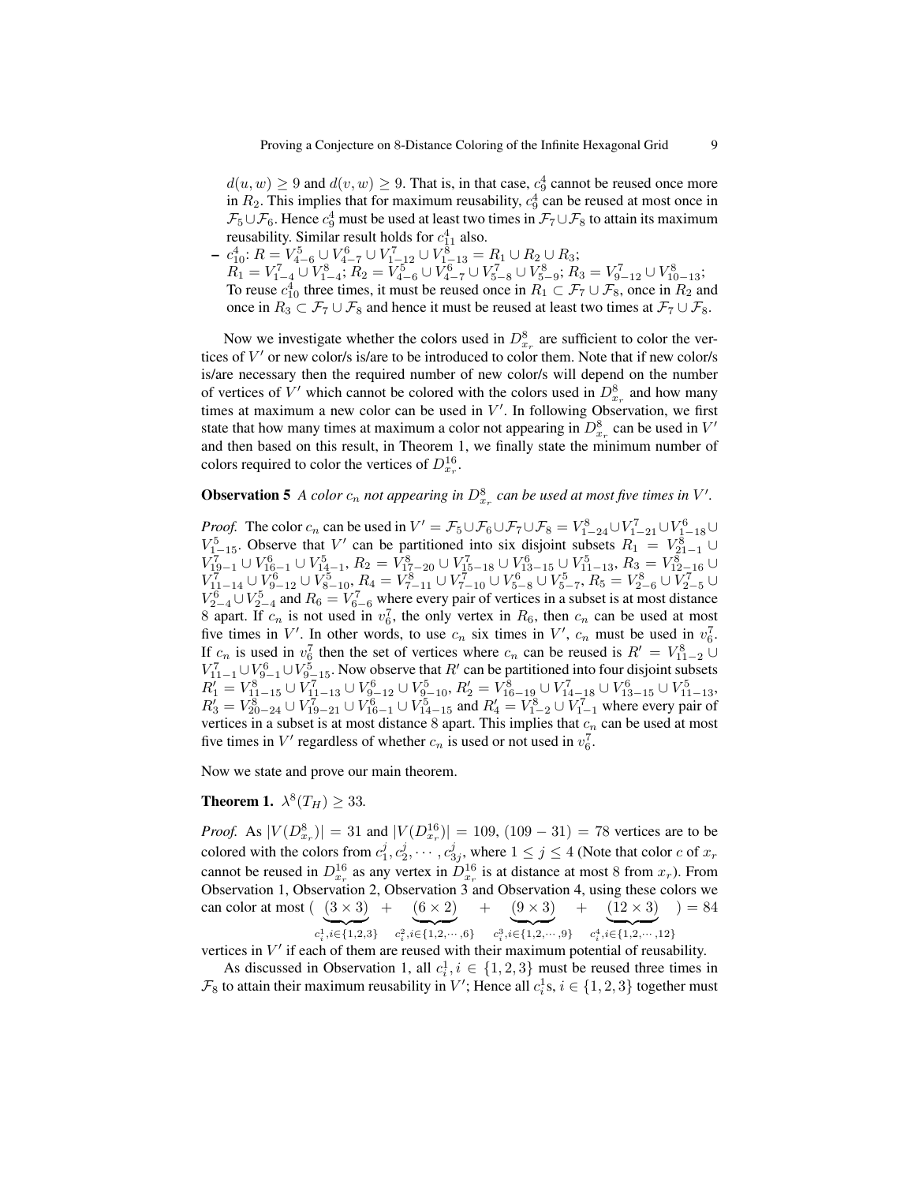$d(u, w) \geq 9$ and $d(v, w) \geq 9$. That is, in that case, $c_9^4$ cannot be reused once more in $R_2$. This implies that for maximum reusability, $c_9^4$ can be reused at most once in $\mathcal{F}_5 \cup \mathcal{F}_6$. Hence $c_9^4$ must be used at least two times in $\mathcal{F}_7 \cup \mathcal{F}_8$ to attain its maximum reusability. Similar result holds for $c_{11}^4$ also.

- $c_{10}^4$: $R = V_{4-6}^5 \cup V_{4-7}^6 \cup V_{1-12}^7 \cup V_{1-13}^8 = R_1 \cup R_2 \cup R_3$; $R_1 = V_{1-4}^7 \cup V_{1-4}^8$; $R_2 = V_{4-6}^5 \cup V_{4-7}^6 \cup V_{5-8}^7 \cup V_{5-9}^8$; $R_3 = V_{9-12}^7 \cup V_{10-13}^8$; To reuse $c_{10}^4$ three times, it must be reused once in $R_1 \subset \mathcal{F}_7 \cup \mathcal{F}_8$, once in $R_2$ and once in $R_3 \subset \mathcal{F}_7 \cup \mathcal{F}_8$ and hence it must be reused at least two times at $\mathcal{F}_7 \cup \mathcal{F}_8$.

Now we investigate whether the colors used in $D_{x_r}^8$ are sufficient to color the vertices of $V'$ or new color/s is/are to be introduced to color them. Note that if new color/s is/are necessary then the required number of new color/s will depend on the number of vertices of $V'$ which cannot be colored with the colors used in $D_{x_r}^8$ and how many times at maximum a new color can be used in $V'$. In following Observation, we first state that how many times at maximum a color not appearing in $D_{x_r}^8$ can be used in $V'$ and then based on this result, in Theorem 1, we finally state the minimum number of colors required to color the vertices of $D_{x_r}^{16}$.

**Observation 5** *A color $c_n$ not appearing in $D_{x_r}^8$ can be used at most five times in $V'$.*

*Proof.* The color $c_n$ can be used in $V' = \mathcal{F}_5 \cup \mathcal{F}_6 \cup \mathcal{F}_7 \cup \mathcal{F}_8 = V_{1-24}^8 \cup V_{1-21}^7 \cup V_{1-18}^6 \cup V_{1-15}^5$. Observe that $V'$ can be partitioned into six disjoint subsets $R_1 = V_{21-1}^8 \cup V_{19-1}^7 \cup V_{16-1}^6 \cup V_{14-1}^5$, $R_2 = V_{17-20}^8 \cup V_{15-18}^7 \cup V_{13-15}^6 \cup V_{11-13}^5$, $R_3 = V_{12-16}^8 \cup V_{11-14}^7 \cup V_{9-12}^6 \cup V_{8-10}^5$, $R_4 = V_{7-11}^8 \cup V_{7-10}^7 \cup V_{5-8}^6 \cup V_{5-7}^5$, $R_5 = V_{2-6}^8 \cup V_{2-5}^7 \cup V_{2-4}^6 \cup V_{2-4}^5$ and $R_6 = V_{6-6}^7$ where every pair of vertices in a subset is at most distance 8 apart. If $c_n$ is not used in $v_6^7$, the only vertex in $R_6$, then $c_n$ can be used at most five times in $V'$. In other words, to use $c_n$ six times in $V'$, $c_n$ must be used in $v_6^7$. If $c_n$ is used in $v_6^7$ then the set of vertices where $c_n$ can be reused is $R' = V_{11-2}^8 \cup V_{11-1}^7 \cup V_{9-1}^6 \cup V_{9-15}^5$. Now observe that $R'$ can be partitioned into four disjoint subsets $R'_1 = V_{11-15}^8 \cup V_{11-13}^7 \cup V_{9-12}^6 \cup V_{9-10}^5$, $R'_2 = V_{16-19}^8 \cup V_{14-18}^7 \cup V_{13-15}^6 \cup V_{11-13}^5$, $R'_3 = V_{20-24}^8 \cup V_{19-21}^7 \cup V_{16-1}^6 \cup V_{14-15}^5$ and $R'_4 = V_{1-2}^8 \cup V_{1-1}^7$ where every pair of vertices in a subset is at most distance 8 apart. This implies that $c_n$ can be used at most five times in $V'$ regardless of whether $c_n$ is used or not used in $v_6^7$.

Now we state and prove our main theorem.

**Theorem 1.** $\lambda^8(T_H) \geq 33$.

*Proof.* As $|V(D_{x_r}^8)| = 31$ and $|V(D_{x_r}^{16})| = 109$, $(109 - 31) = 78$ vertices are to be colored with the colors from $c_1^j, c_2^j, \cdots, c_{3j}^j$, where $1 \leq j \leq 4$ (Note that color $c$ of $x_r$ cannot be reused in $D_{x_r}^{16}$ as any vertex in $D_{x_r}^{16}$ is at distance at most 8 from $x_r$). From Observation 1, Observation 2, Observation 3 and Observation 4, using these colors we can color at most

$$\Big( \underbrace{(3 \times 3)}_{c_i^1, i \in \{1,2,3\}} + \underbrace{(6 \times 2)}_{c_i^2, i \in \{1,2,\cdots,6\}} + \underbrace{(9 \times 3)}_{c_i^3, i \in \{1,2,\cdots,9\}} + \underbrace{(12 \times 3)}_{c_i^4, i \in \{1,2,\cdots,12\}} \Big) = 84$$

vertices in $V'$ if each of them are reused with their maximum potential of reusability.

As discussed in Observation 1, all $c_i^1, i \in \{1, 2, 3\}$ must be reused three times in $\mathcal{F}_8$ to attain their maximum reusability in $V'$; Hence all $c_i^1$s, $i \in \{1, 2, 3\}$ together must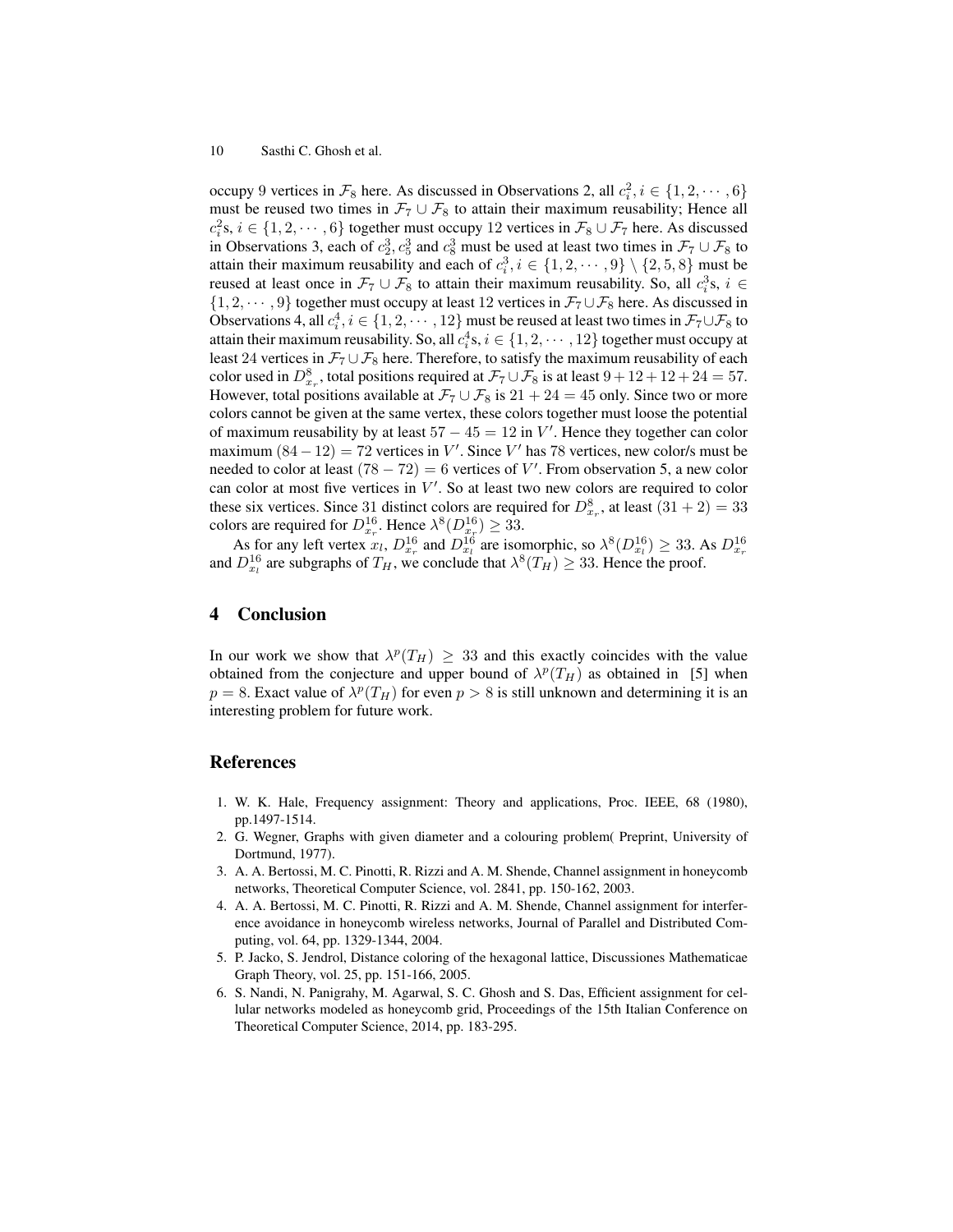occupy 9 vertices in $\mathcal{F}_8$ here. As discussed in Observations 2, all $c_i^2, i \in \{1, 2, \cdots, 6\}$ must be reused two times in $\mathcal{F}_7 \cup \mathcal{F}_8$ to attain their maximum reusability; Hence all $c_i^2$s, $i \in \{1, 2, \cdots, 6\}$ together must occupy 12 vertices in $\mathcal{F}_8 \cup \mathcal{F}_7$ here. As discussed in Observations 3, each of $c_2^3, c_5^3$ and $c_8^3$ must be used at least two times in $\mathcal{F}_7 \cup \mathcal{F}_8$ to attain their maximum reusability and each of $c_i^3, i \in \{1, 2, \cdots, 9\} \setminus \{2, 5, 8\}$ must be reused at least once in $\mathcal{F}_7 \cup \mathcal{F}_8$ to attain their maximum reusability. So, all $c_i^3$s, $i \in \{1, 2, \cdots, 9\}$ together must occupy at least 12 vertices in $\mathcal{F}_7 \cup \mathcal{F}_8$ here. As discussed in Observations 4, all $c_i^4, i \in \{1, 2, \cdots, 12\}$ must be reused at least two times in $\mathcal{F}_7 \cup \mathcal{F}_8$ to attain their maximum reusability. So, all $c_i^4$s, $i \in \{1, 2, \cdots, 12\}$ together must occupy at least 24 vertices in $\mathcal{F}_7 \cup \mathcal{F}_8$ here. Therefore, to satisfy the maximum reusability of each color used in $D_{x_r}^8$, total positions required at $\mathcal{F}_7 \cup \mathcal{F}_8$ is at least $9 + 12 + 12 + 24 = 57$. However, total positions available at $\mathcal{F}_7 \cup \mathcal{F}_8$ is $21 + 24 = 45$ only. Since two or more colors cannot be given at the same vertex, these colors together must loose the potential of maximum reusability by at least $57 - 45 = 12$ in $V'$. Hence they together can color maximum $(84 - 12) = 72$ vertices in $V'$. Since $V'$ has 78 vertices, new color/s must be needed to color at least $(78 - 72) = 6$ vertices of $V'$. From observation 5, a new color can color at most five vertices in $V'$. So at least two new colors are required to color these six vertices. Since 31 distinct colors are required for $D_{x_r}^8$, at least $(31 + 2) = 33$ colors are required for $D_{x_r}^{16}$. Hence $\lambda^8(D_{x_r}^{16}) \geq 33$.

As for any left vertex $x_l$, $D_{x_r}^{16}$ and $D_{x_l}^{16}$ are isomorphic, so $\lambda^8(D_{x_l}^{16}) \geq 33$. As $D_{x_r}^{16}$ and $D_{x_l}^{16}$ are subgraphs of $T_H$, we conclude that $\lambda^8(T_H) \geq 33$. Hence the proof.

## 4 Conclusion

In our work we show that $\lambda^p(T_H) \geq 33$ and this exactly coincides with the value obtained from the conjecture and upper bound of $\lambda^p(T_H)$ as obtained in [5] when $p = 8$. Exact value of $\lambda^p(T_H)$ for even $p > 8$ is still unknown and determining it is an interesting problem for future work.

## References

1. W. K. Hale, Frequency assignment: Theory and applications, Proc. IEEE, 68 (1980), pp.1497-1514.
2. G. Wegner, Graphs with given diameter and a colouring problem( Preprint, University of Dortmund, 1977).
3. A. A. Bertossi, M. C. Pinotti, R. Rizzi and A. M. Shende, Channel assignment in honeycomb networks, Theoretical Computer Science, vol. 2841, pp. 150-162, 2003.
4. A. A. Bertossi, M. C. Pinotti, R. Rizzi and A. M. Shende, Channel assignment for interference avoidance in honeycomb wireless networks, Journal of Parallel and Distributed Computing, vol. 64, pp. 1329-1344, 2004.
5. P. Jacko, S. Jendrol, Distance coloring of the hexagonal lattice, Discussiones Mathematicae Graph Theory, vol. 25, pp. 151-166, 2005.
6. S. Nandi, N. Panigrahy, M. Agarwal, S. C. Ghosh and S. Das, Efficient assignment for cellular networks modeled as honeycomb grid, Proceedings of the 15th Italian Conference on Theoretical Computer Science, 2014, pp. 183-295.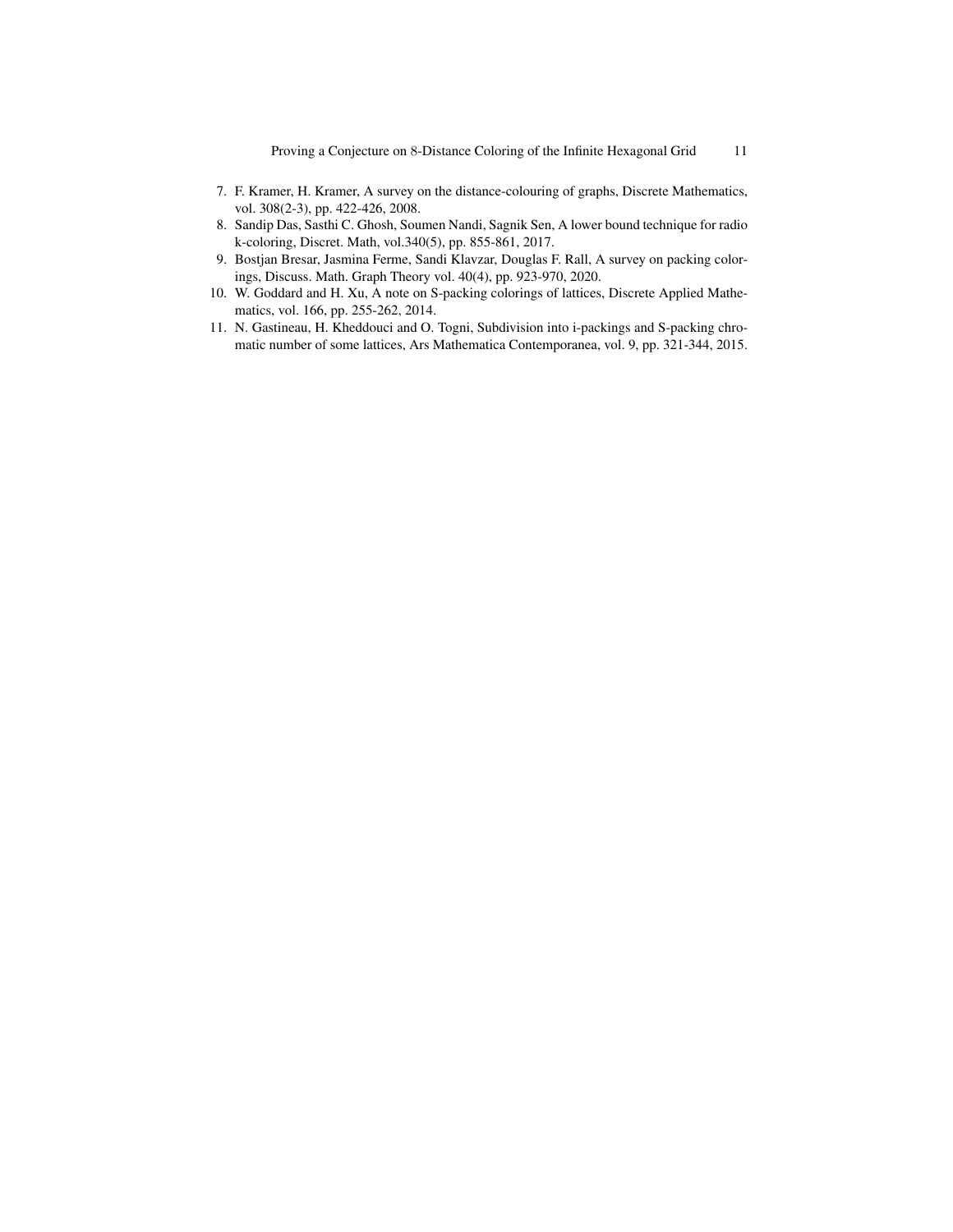7. F. Kramer, H. Kramer, A survey on the distance-colouring of graphs, Discrete Mathematics, vol. 308(2-3), pp. 422-426, 2008.
8. Sandip Das, Sasthi C. Ghosh, Soumen Nandi, Sagnik Sen, A lower bound technique for radio k-coloring, Discret. Math, vol.340(5), pp. 855-861, 2017.
9. Bostjan Bresar, Jasmina Ferme, Sandi Klavzar, Douglas F. Rall, A survey on packing colorings, Discuss. Math. Graph Theory vol. 40(4), pp. 923-970, 2020.
10. W. Goddard and H. Xu, A note on S-packing colorings of lattices, Discrete Applied Mathematics, vol. 166, pp. 255-262, 2014.
11. N. Gastineau, H. Kheddouci and O. Togni, Subdivision into i-packings and S-packing chromatic number of some lattices, Ars Mathematica Contemporanea, vol. 9, pp. 321-344, 2015.